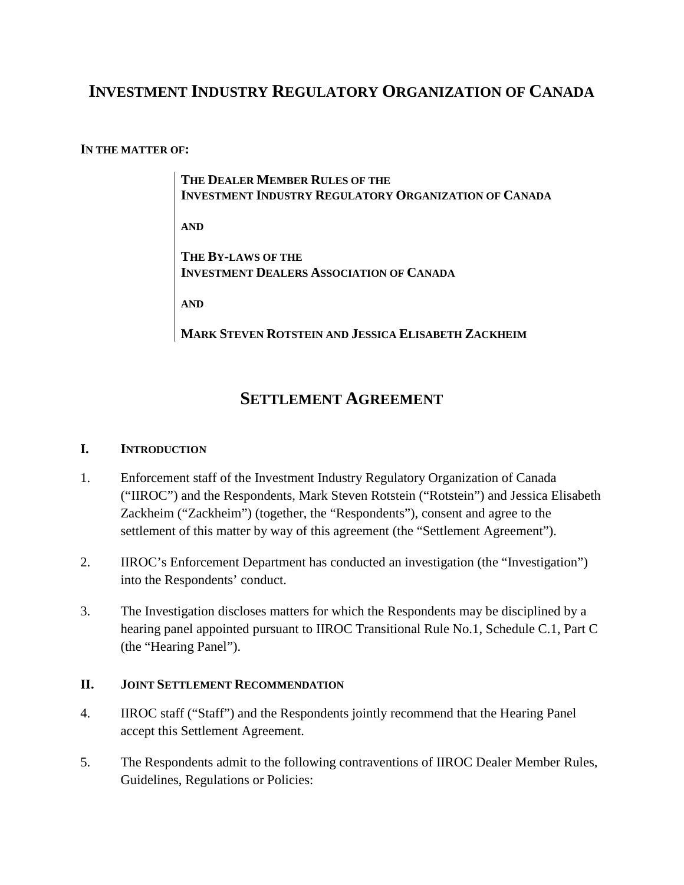# INVESTMENT INDUSTRY REGULATORY ORGANIZATION OF CANADA

**IN THE MATTER OF:**

> **THE DEALER MEMBER RULES OF THE INVESTMENT INDUSTRY REGULATORY ORGANIZATION OF CANADA**
>
> **AND**
>
> **THE BY-LAWS OF THE INVESTMENT DEALERS ASSOCIATION OF CANADA**
>
> **AND**
>
> **MARK STEVEN ROTSTEIN AND JESSICA ELISABETH ZACKHEIM**

## SETTLEMENT AGREEMENT

### I. INTRODUCTION

1. Enforcement staff of the Investment Industry Regulatory Organization of Canada ("IIROC") and the Respondents, Mark Steven Rotstein ("Rotstein") and Jessica Elisabeth Zackheim ("Zackheim") (together, the "Respondents"), consent and agree to the settlement of this matter by way of this agreement (the "Settlement Agreement").

2. IIROC's Enforcement Department has conducted an investigation (the "Investigation") into the Respondents' conduct.

3. The Investigation discloses matters for which the Respondents may be disciplined by a hearing panel appointed pursuant to IIROC Transitional Rule No.1, Schedule C.1, Part C (the "Hearing Panel").

### II. JOINT SETTLEMENT RECOMMENDATION

4. IIROC staff ("Staff") and the Respondents jointly recommend that the Hearing Panel accept this Settlement Agreement.

5. The Respondents admit to the following contraventions of IIROC Dealer Member Rules, Guidelines, Regulations or Policies: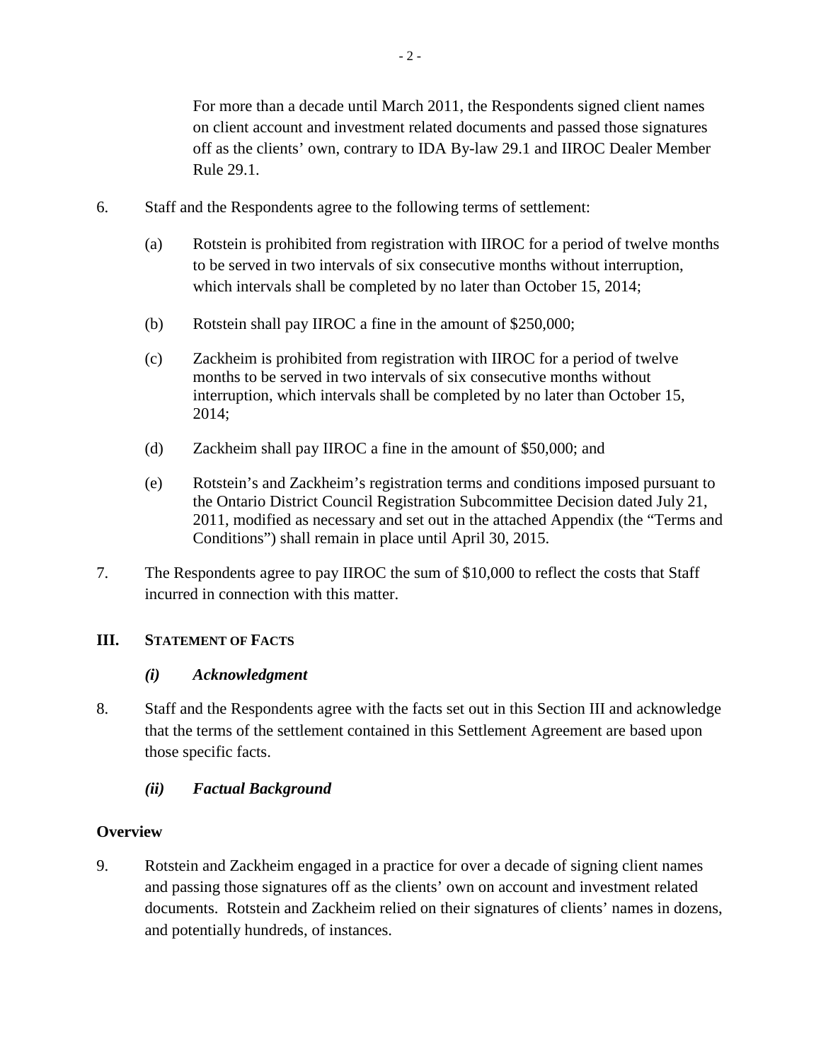For more than a decade until March 2011, the Respondents signed client names on client account and investment related documents and passed those signatures off as the clients' own, contrary to IDA By-law 29.1 and IIROC Dealer Member Rule 29.1.

6. Staff and the Respondents agree to the following terms of settlement:

   (a) Rotstein is prohibited from registration with IIROC for a period of twelve months to be served in two intervals of six consecutive months without interruption, which intervals shall be completed by no later than October 15, 2014;

   (b) Rotstein shall pay IIROC a fine in the amount of $250,000;

   (c) Zackheim is prohibited from registration with IIROC for a period of twelve months to be served in two intervals of six consecutive months without interruption, which intervals shall be completed by no later than October 15, 2014;

   (d) Zackheim shall pay IIROC a fine in the amount of $50,000; and

   (e) Rotstein's and Zackheim's registration terms and conditions imposed pursuant to the Ontario District Council Registration Subcommittee Decision dated July 21, 2011, modified as necessary and set out in the attached Appendix (the "Terms and Conditions") shall remain in place until April 30, 2015.

7. The Respondents agree to pay IIROC the sum of $10,000 to reflect the costs that Staff incurred in connection with this matter.

## III. STATEMENT OF FACTS

### *(i) Acknowledgment*

8. Staff and the Respondents agree with the facts set out in this Section III and acknowledge that the terms of the settlement contained in this Settlement Agreement are based upon those specific facts.

### *(ii) Factual Background*

**Overview**

9. Rotstein and Zackheim engaged in a practice for over a decade of signing client names and passing those signatures off as the clients' own on account and investment related documents. Rotstein and Zackheim relied on their signatures of clients' names in dozens, and potentially hundreds, of instances.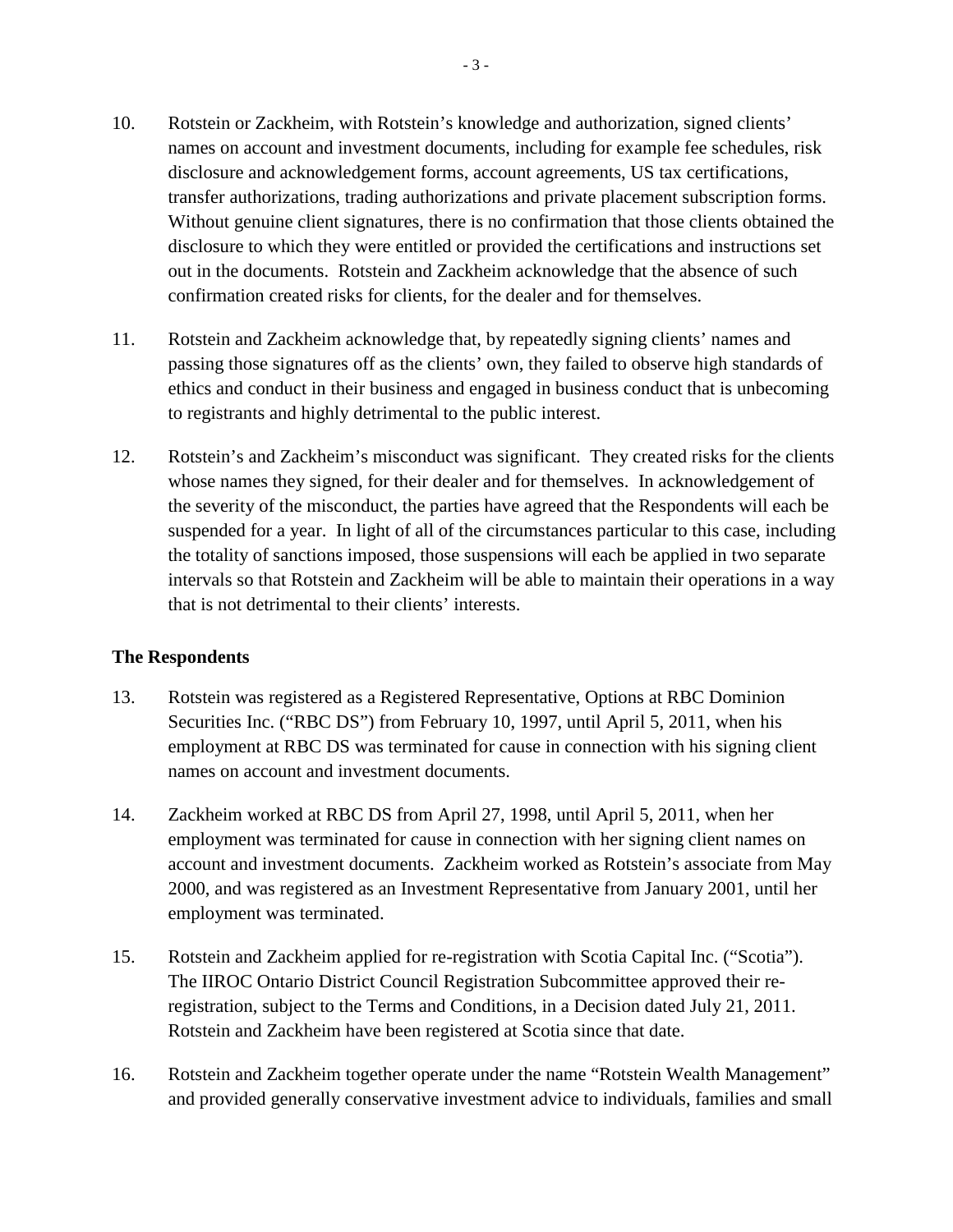10. Rotstein or Zackheim, with Rotstein's knowledge and authorization, signed clients' names on account and investment documents, including for example fee schedules, risk disclosure and acknowledgement forms, account agreements, US tax certifications, transfer authorizations, trading authorizations and private placement subscription forms. Without genuine client signatures, there is no confirmation that those clients obtained the disclosure to which they were entitled or provided the certifications and instructions set out in the documents. Rotstein and Zackheim acknowledge that the absence of such confirmation created risks for clients, for the dealer and for themselves.

11. Rotstein and Zackheim acknowledge that, by repeatedly signing clients' names and passing those signatures off as the clients' own, they failed to observe high standards of ethics and conduct in their business and engaged in business conduct that is unbecoming to registrants and highly detrimental to the public interest.

12. Rotstein's and Zackheim's misconduct was significant. They created risks for the clients whose names they signed, for their dealer and for themselves. In acknowledgement of the severity of the misconduct, the parties have agreed that the Respondents will each be suspended for a year. In light of all of the circumstances particular to this case, including the totality of sanctions imposed, those suspensions will each be applied in two separate intervals so that Rotstein and Zackheim will be able to maintain their operations in a way that is not detrimental to their clients' interests.

**The Respondents**

13. Rotstein was registered as a Registered Representative, Options at RBC Dominion Securities Inc. ("RBC DS") from February 10, 1997, until April 5, 2011, when his employment at RBC DS was terminated for cause in connection with his signing client names on account and investment documents.

14. Zackheim worked at RBC DS from April 27, 1998, until April 5, 2011, when her employment was terminated for cause in connection with her signing client names on account and investment documents. Zackheim worked as Rotstein's associate from May 2000, and was registered as an Investment Representative from January 2001, until her employment was terminated.

15. Rotstein and Zackheim applied for re-registration with Scotia Capital Inc. ("Scotia"). The IIROC Ontario District Council Registration Subcommittee approved their re-registration, subject to the Terms and Conditions, in a Decision dated July 21, 2011. Rotstein and Zackheim have been registered at Scotia since that date.

16. Rotstein and Zackheim together operate under the name "Rotstein Wealth Management" and provided generally conservative investment advice to individuals, families and small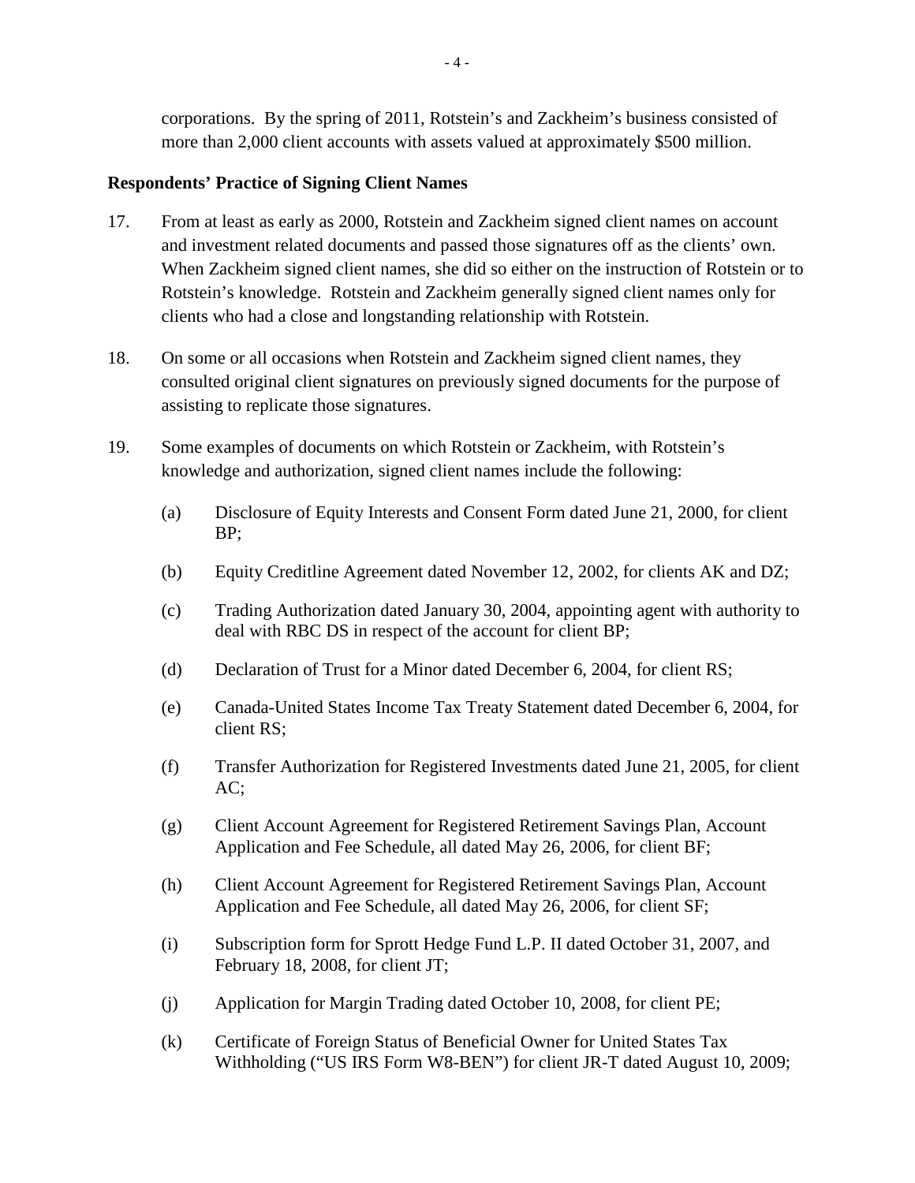corporations. By the spring of 2011, Rotstein's and Zackheim's business consisted of more than 2,000 client accounts with assets valued at approximately $500 million.

**Respondents' Practice of Signing Client Names**

17. From at least as early as 2000, Rotstein and Zackheim signed client names on account and investment related documents and passed those signatures off as the clients' own. When Zackheim signed client names, she did so either on the instruction of Rotstein or to Rotstein's knowledge. Rotstein and Zackheim generally signed client names only for clients who had a close and longstanding relationship with Rotstein.

18. On some or all occasions when Rotstein and Zackheim signed client names, they consulted original client signatures on previously signed documents for the purpose of assisting to replicate those signatures.

19. Some examples of documents on which Rotstein or Zackheim, with Rotstein's knowledge and authorization, signed client names include the following:

    (a) Disclosure of Equity Interests and Consent Form dated June 21, 2000, for client BP;

    (b) Equity Creditline Agreement dated November 12, 2002, for clients AK and DZ;

    (c) Trading Authorization dated January 30, 2004, appointing agent with authority to deal with RBC DS in respect of the account for client BP;

    (d) Declaration of Trust for a Minor dated December 6, 2004, for client RS;

    (e) Canada-United States Income Tax Treaty Statement dated December 6, 2004, for client RS;

    (f) Transfer Authorization for Registered Investments dated June 21, 2005, for client AC;

    (g) Client Account Agreement for Registered Retirement Savings Plan, Account Application and Fee Schedule, all dated May 26, 2006, for client BF;

    (h) Client Account Agreement for Registered Retirement Savings Plan, Account Application and Fee Schedule, all dated May 26, 2006, for client SF;

    (i) Subscription form for Sprott Hedge Fund L.P. II dated October 31, 2007, and February 18, 2008, for client JT;

    (j) Application for Margin Trading dated October 10, 2008, for client PE;

    (k) Certificate of Foreign Status of Beneficial Owner for United States Tax Withholding ("US IRS Form W8-BEN") for client JR-T dated August 10, 2009;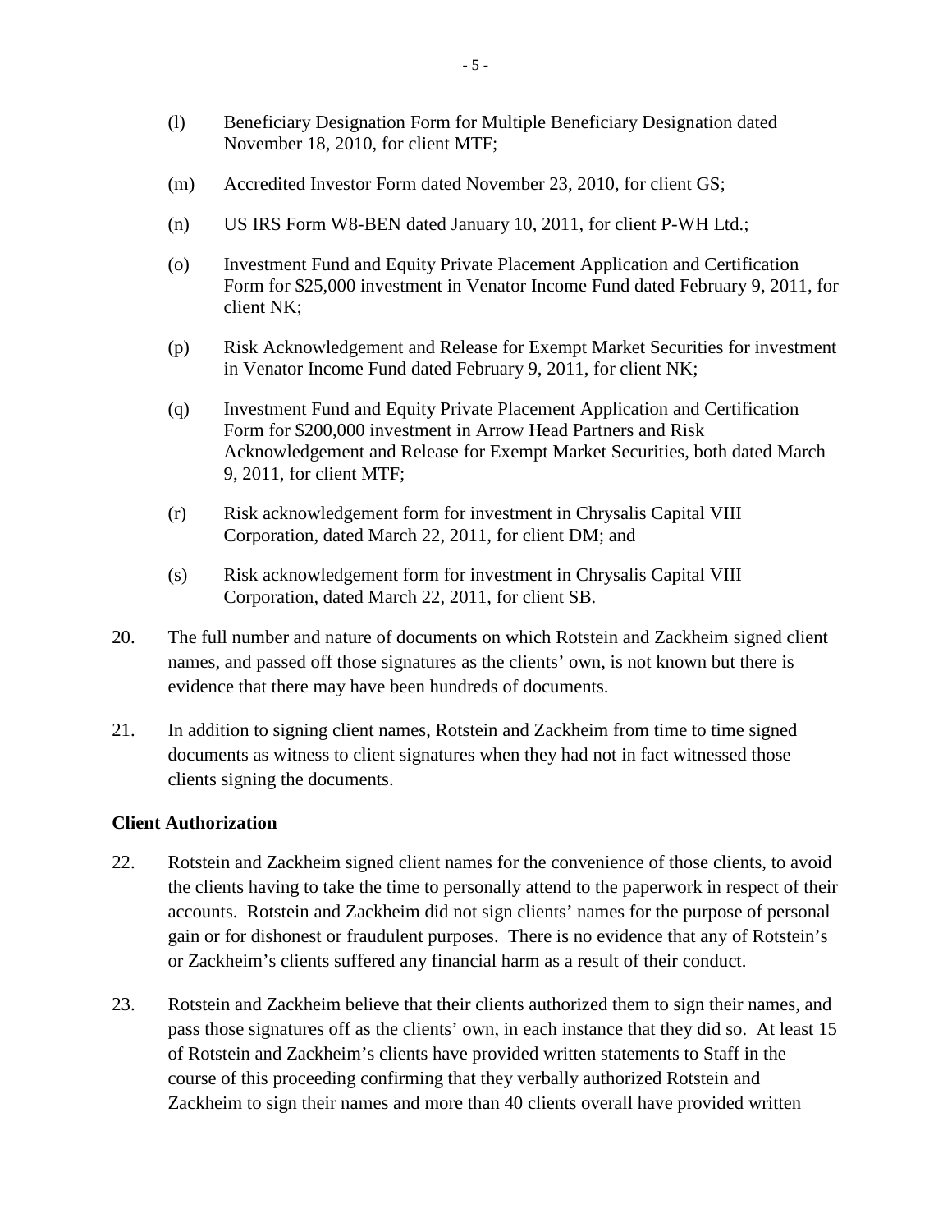(l) Beneficiary Designation Form for Multiple Beneficiary Designation dated November 18, 2010, for client MTF;

(m) Accredited Investor Form dated November 23, 2010, for client GS;

(n) US IRS Form W8-BEN dated January 10, 2011, for client P-WH Ltd.;

(o) Investment Fund and Equity Private Placement Application and Certification Form for $25,000 investment in Venator Income Fund dated February 9, 2011, for client NK;

(p) Risk Acknowledgement and Release for Exempt Market Securities for investment in Venator Income Fund dated February 9, 2011, for client NK;

(q) Investment Fund and Equity Private Placement Application and Certification Form for $200,000 investment in Arrow Head Partners and Risk Acknowledgement and Release for Exempt Market Securities, both dated March 9, 2011, for client MTF;

(r) Risk acknowledgement form for investment in Chrysalis Capital VIII Corporation, dated March 22, 2011, for client DM; and

(s) Risk acknowledgement form for investment in Chrysalis Capital VIII Corporation, dated March 22, 2011, for client SB.

20. The full number and nature of documents on which Rotstein and Zackheim signed client names, and passed off those signatures as the clients' own, is not known but there is evidence that there may have been hundreds of documents.

21. In addition to signing client names, Rotstein and Zackheim from time to time signed documents as witness to client signatures when they had not in fact witnessed those clients signing the documents.

**Client Authorization**

22. Rotstein and Zackheim signed client names for the convenience of those clients, to avoid the clients having to take the time to personally attend to the paperwork in respect of their accounts. Rotstein and Zackheim did not sign clients' names for the purpose of personal gain or for dishonest or fraudulent purposes. There is no evidence that any of Rotstein's or Zackheim's clients suffered any financial harm as a result of their conduct.

23. Rotstein and Zackheim believe that their clients authorized them to sign their names, and pass those signatures off as the clients' own, in each instance that they did so. At least 15 of Rotstein and Zackheim's clients have provided written statements to Staff in the course of this proceeding confirming that they verbally authorized Rotstein and Zackheim to sign their names and more than 40 clients overall have provided written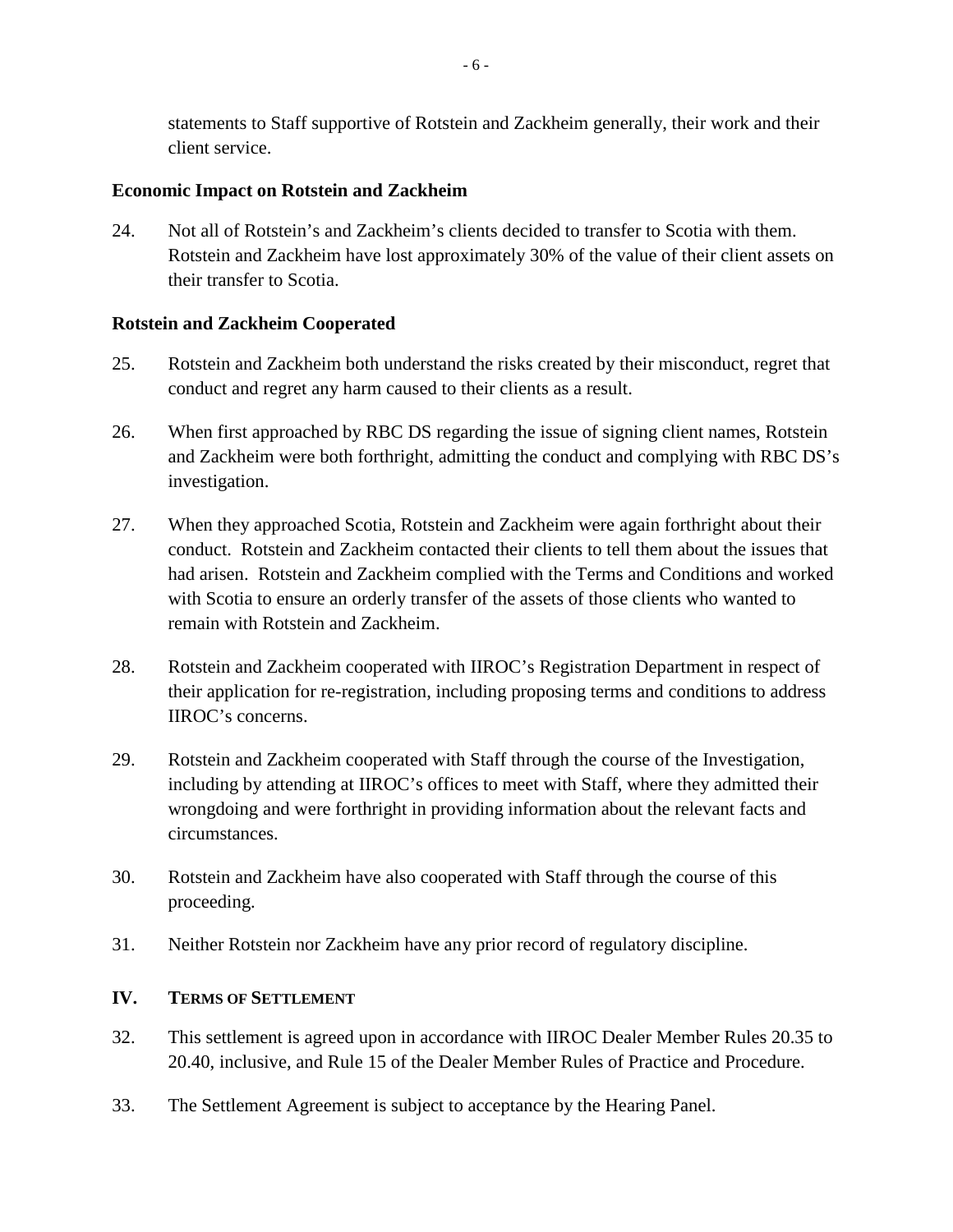statements to Staff supportive of Rotstein and Zackheim generally, their work and their client service.

**Economic Impact on Rotstein and Zackheim**

24. Not all of Rotstein's and Zackheim's clients decided to transfer to Scotia with them. Rotstein and Zackheim have lost approximately 30% of the value of their client assets on their transfer to Scotia.

**Rotstein and Zackheim Cooperated**

25. Rotstein and Zackheim both understand the risks created by their misconduct, regret that conduct and regret any harm caused to their clients as a result.

26. When first approached by RBC DS regarding the issue of signing client names, Rotstein and Zackheim were both forthright, admitting the conduct and complying with RBC DS's investigation.

27. When they approached Scotia, Rotstein and Zackheim were again forthright about their conduct. Rotstein and Zackheim contacted their clients to tell them about the issues that had arisen. Rotstein and Zackheim complied with the Terms and Conditions and worked with Scotia to ensure an orderly transfer of the assets of those clients who wanted to remain with Rotstein and Zackheim.

28. Rotstein and Zackheim cooperated with IIROC's Registration Department in respect of their application for re-registration, including proposing terms and conditions to address IIROC's concerns.

29. Rotstein and Zackheim cooperated with Staff through the course of the Investigation, including by attending at IIROC's offices to meet with Staff, where they admitted their wrongdoing and were forthright in providing information about the relevant facts and circumstances.

30. Rotstein and Zackheim have also cooperated with Staff through the course of this proceeding.

31. Neither Rotstein nor Zackheim have any prior record of regulatory discipline.

## IV. TERMS OF SETTLEMENT

32. This settlement is agreed upon in accordance with IIROC Dealer Member Rules 20.35 to 20.40, inclusive, and Rule 15 of the Dealer Member Rules of Practice and Procedure.

33. The Settlement Agreement is subject to acceptance by the Hearing Panel.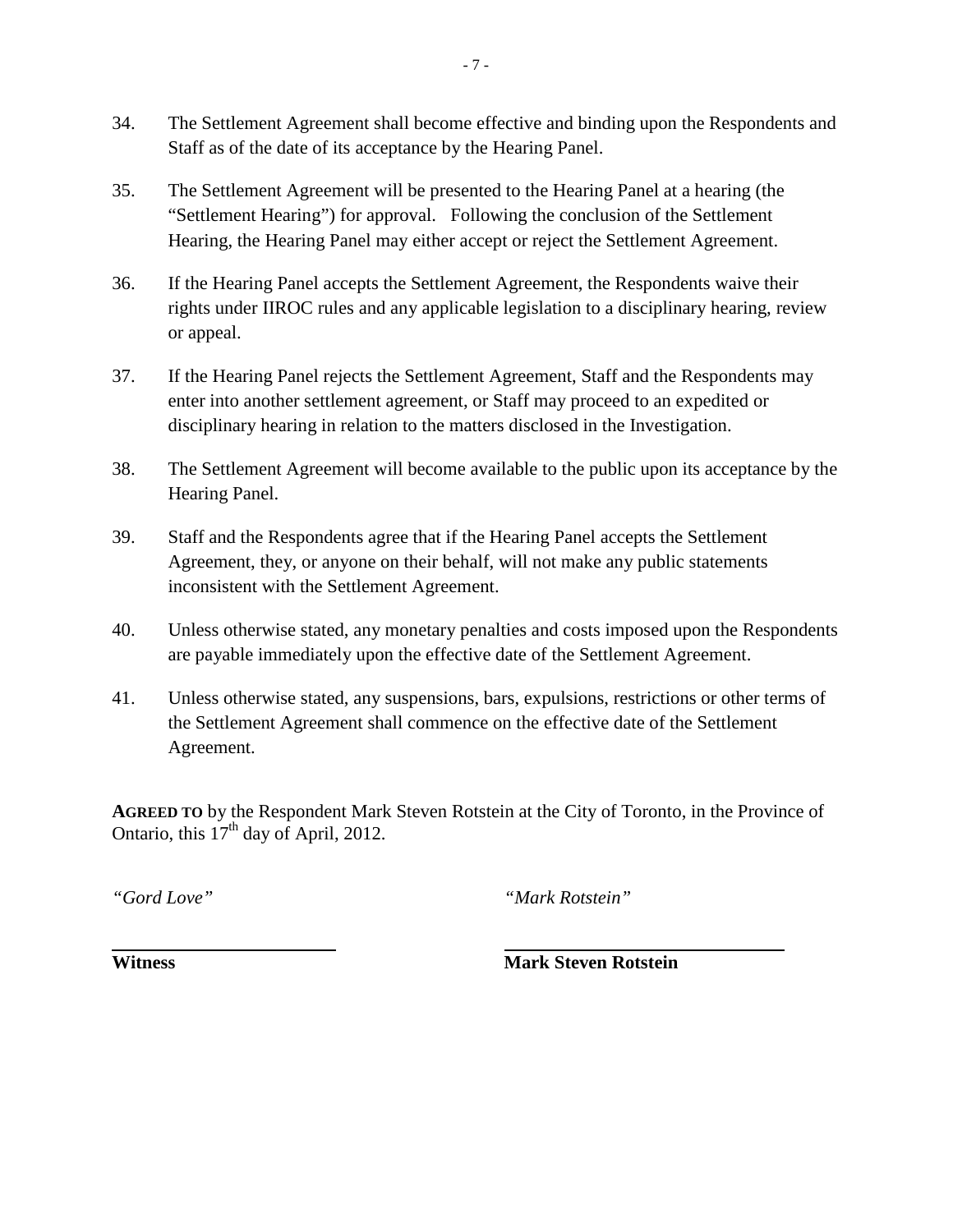34. The Settlement Agreement shall become effective and binding upon the Respondents and Staff as of the date of its acceptance by the Hearing Panel.

35. The Settlement Agreement will be presented to the Hearing Panel at a hearing (the "Settlement Hearing") for approval. Following the conclusion of the Settlement Hearing, the Hearing Panel may either accept or reject the Settlement Agreement.

36. If the Hearing Panel accepts the Settlement Agreement, the Respondents waive their rights under IIROC rules and any applicable legislation to a disciplinary hearing, review or appeal.

37. If the Hearing Panel rejects the Settlement Agreement, Staff and the Respondents may enter into another settlement agreement, or Staff may proceed to an expedited or disciplinary hearing in relation to the matters disclosed in the Investigation.

38. The Settlement Agreement will become available to the public upon its acceptance by the Hearing Panel.

39. Staff and the Respondents agree that if the Hearing Panel accepts the Settlement Agreement, they, or anyone on their behalf, will not make any public statements inconsistent with the Settlement Agreement.

40. Unless otherwise stated, any monetary penalties and costs imposed upon the Respondents are payable immediately upon the effective date of the Settlement Agreement.

41. Unless otherwise stated, any suspensions, bars, expulsions, restrictions or other terms of the Settlement Agreement shall commence on the effective date of the Settlement Agreement.

**AGREED TO** by the Respondent Mark Steven Rotstein at the City of Toronto, in the Province of Ontario, this 17th day of April, 2012.

*"Gord Love"* | *"Mark Rotstein"*

**Witness** | **Mark Steven Rotstein**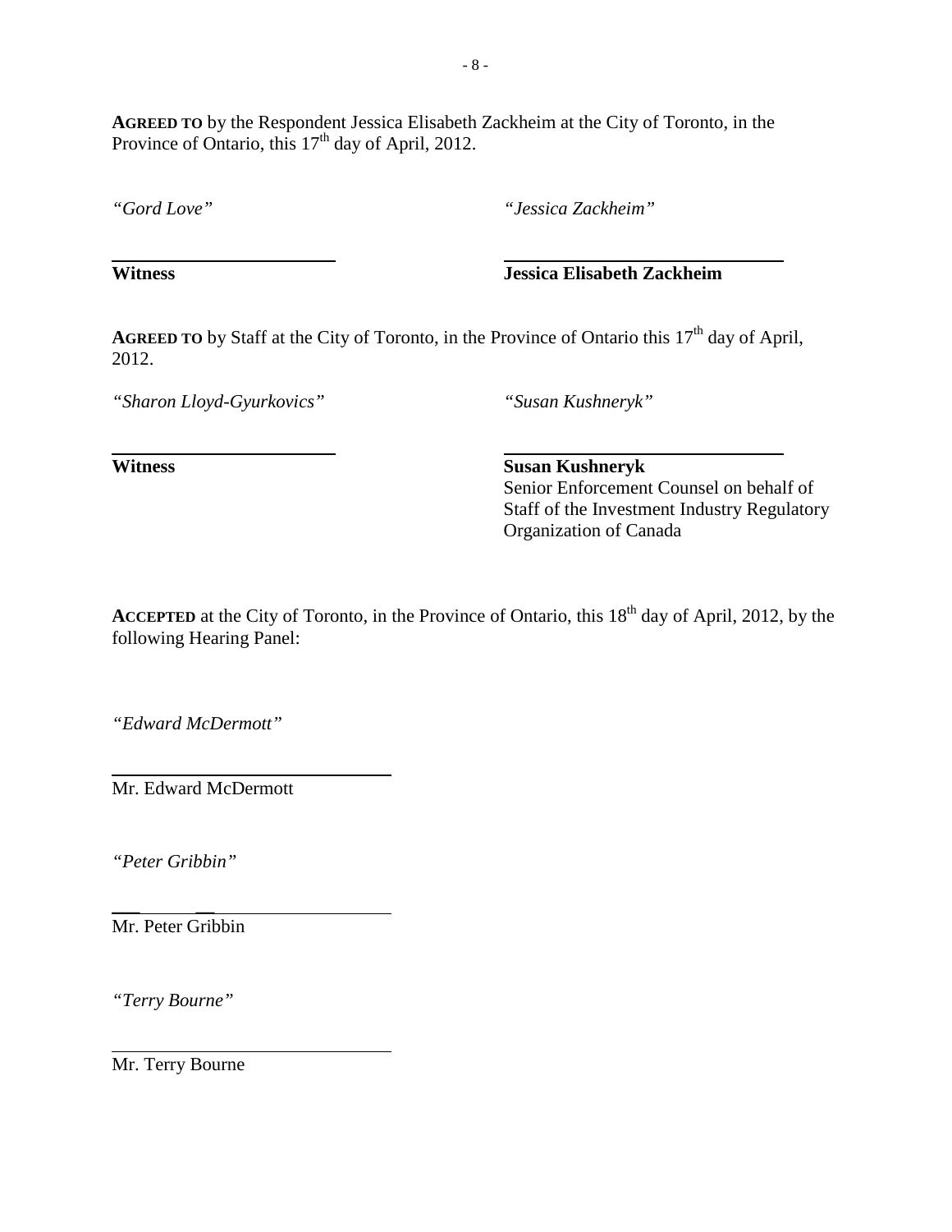**AGREED TO** by the Respondent Jessica Elisabeth Zackheim at the City of Toronto, in the Province of Ontario, this 17th day of April, 2012.

*"Gord Love"*

**Witness**

*"Jessica Zackheim"*

**Jessica Elisabeth Zackheim**

**AGREED TO** by Staff at the City of Toronto, in the Province of Ontario this 17th day of April, 2012.

*"Sharon Lloyd-Gyurkovics"*

**Witness**

*"Susan Kushneryk"*

**Susan Kushneryk**
Senior Enforcement Counsel on behalf of Staff of the Investment Industry Regulatory Organization of Canada

**ACCEPTED** at the City of Toronto, in the Province of Ontario, this 18th day of April, 2012, by the following Hearing Panel:

*"Edward McDermott"*

Mr. Edward McDermott

*"Peter Gribbin"*

Mr. Peter Gribbin

*"Terry Bourne"*

Mr. Terry Bourne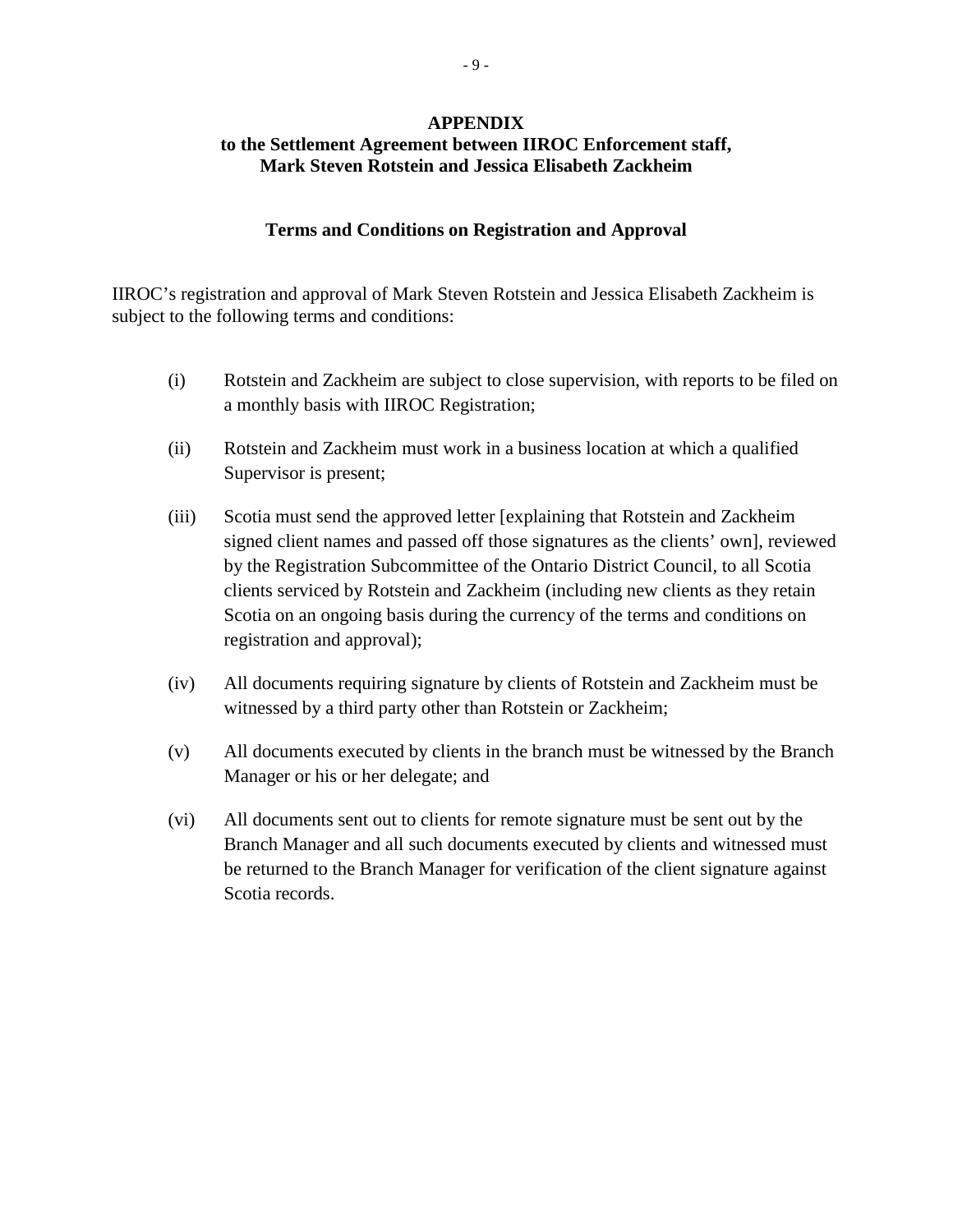# APPENDIX
## to the Settlement Agreement between IIROC Enforcement staff, Mark Steven Rotstein and Jessica Elisabeth Zackheim

### Terms and Conditions on Registration and Approval

IIROC's registration and approval of Mark Steven Rotstein and Jessica Elisabeth Zackheim is subject to the following terms and conditions:

(i) Rotstein and Zackheim are subject to close supervision, with reports to be filed on a monthly basis with IIROC Registration;

(ii) Rotstein and Zackheim must work in a business location at which a qualified Supervisor is present;

(iii) Scotia must send the approved letter [explaining that Rotstein and Zackheim signed client names and passed off those signatures as the clients' own], reviewed by the Registration Subcommittee of the Ontario District Council, to all Scotia clients serviced by Rotstein and Zackheim (including new clients as they retain Scotia on an ongoing basis during the currency of the terms and conditions on registration and approval);

(iv) All documents requiring signature by clients of Rotstein and Zackheim must be witnessed by a third party other than Rotstein or Zackheim;

(v) All documents executed by clients in the branch must be witnessed by the Branch Manager or his or her delegate; and

(vi) All documents sent out to clients for remote signature must be sent out by the Branch Manager and all such documents executed by clients and witnessed must be returned to the Branch Manager for verification of the client signature against Scotia records.